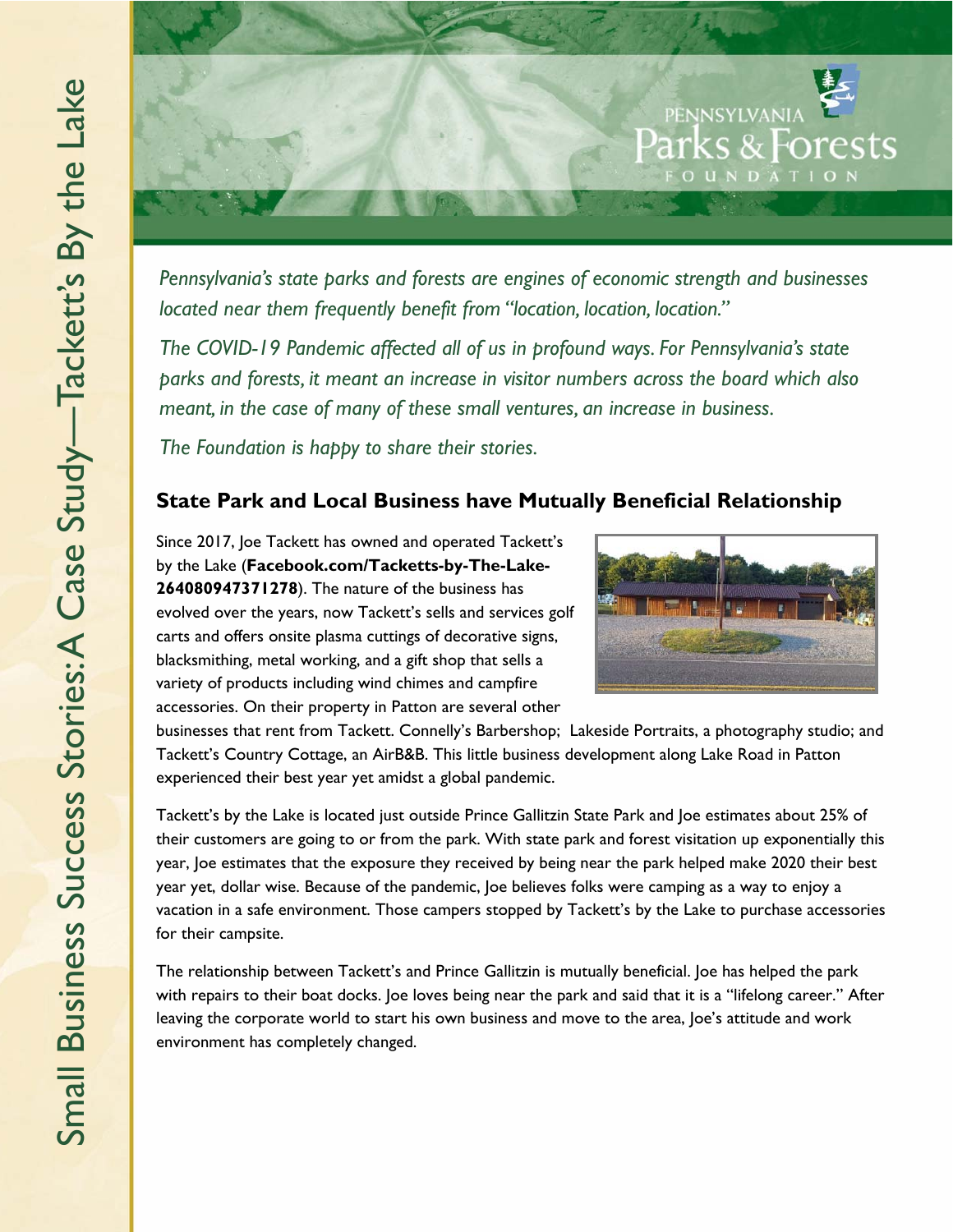Small Business Success Stories: A Case Study—Tackett's By the Lake

PENNSYLVANIA Parks & Forests FOUNDATION

*Pennsylvania's state parks and forests are engines of economic strength and businesses located near them frequently benefit from "location, location, location."*

*The COVID-19 Pandemic affected all of us in profound ways. For Pennsylvania's state parks and forests, it meant an increase in visitor numbers across the board which also meant, in the case of many of these small ventures, an increase in business.*

*The Foundation is happy to share their stories.*

## State Park and Local Business have Mutually Beneficial Relationship

Since 2017, Joe Tackett has owned and operated Tackett's by the Lake (**Facebook.com/Tacketts-by-The-Lake-264080947371278**). The nature of the business has evolved over the years, now Tackett's sells and services golf carts and offers onsite plasma cuttings of decorative signs, blacksmithing, metal working, and a gift shop that sells a variety of products including wind chimes and campfire accessories. On their property in Patton are several other businesses that rent from Tackett. Connelly's Barbershop; Lakeside Portraits, a photography studio; and Tackett's Country Cottage, an AirB&B. This little business development along Lake Road in Patton experienced their best year yet amidst a global pandemic.

Tackett's by the Lake is located just outside Prince Gallitzin State Park and Joe estimates about 25% of their customers are going to or from the park. With state park and forest visitation up exponentially this year, Joe estimates that the exposure they received by being near the park helped make 2020 their best year yet, dollar wise. Because of the pandemic, Joe believes folks were camping as a way to enjoy a vacation in a safe environment. Those campers stopped by Tackett's by the Lake to purchase accessories for their campsite.

The relationship between Tackett's and Prince Gallitzin is mutually beneficial. Joe has helped the park with repairs to their boat docks. Joe loves being near the park and said that it is a "lifelong career." After leaving the corporate world to start his own business and move to the area, Joe's attitude and work environment has completely changed.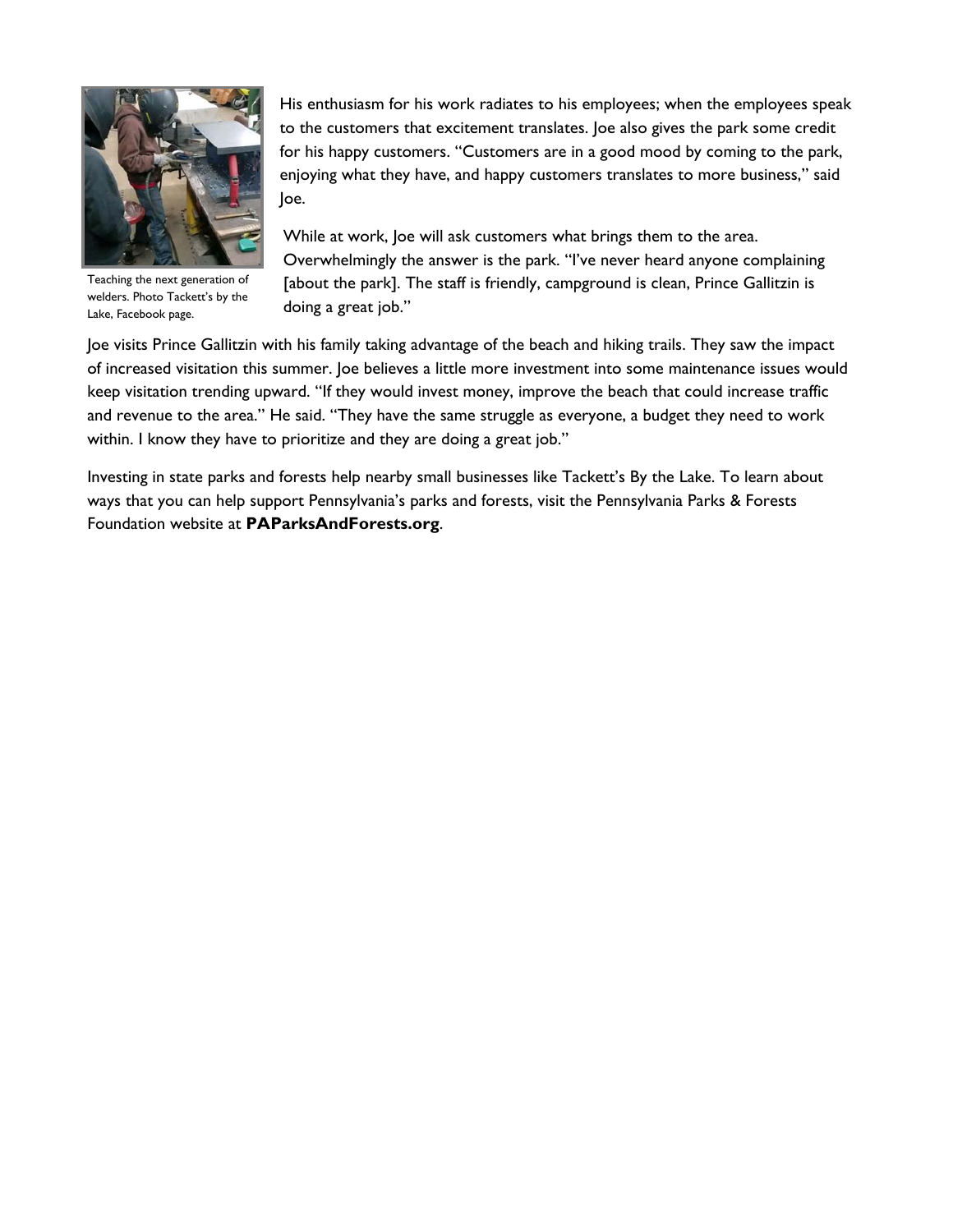Teaching the next generation of welders. Photo Tackett's by the Lake, Facebook page.

His enthusiasm for his work radiates to his employees; when the employees speak to the customers that excitement translates. Joe also gives the park some credit for his happy customers. "Customers are in a good mood by coming to the park, enjoying what they have, and happy customers translates to more business," said Joe.

While at work, Joe will ask customers what brings them to the area. Overwhelmingly the answer is the park. "I've never heard anyone complaining [about the park]. The staff is friendly, campground is clean, Prince Gallitzin is doing a great job."

Joe visits Prince Gallitzin with his family taking advantage of the beach and hiking trails. They saw the impact of increased visitation this summer. Joe believes a little more investment into some maintenance issues would keep visitation trending upward. "If they would invest money, improve the beach that could increase traffic and revenue to the area." He said. "They have the same struggle as everyone, a budget they need to work within. I know they have to prioritize and they are doing a great job."

Investing in state parks and forests help nearby small businesses like Tackett's By the Lake. To learn about ways that you can help support Pennsylvania's parks and forests, visit the Pennsylvania Parks & Forests Foundation website at **PAParksAndForests.org**.